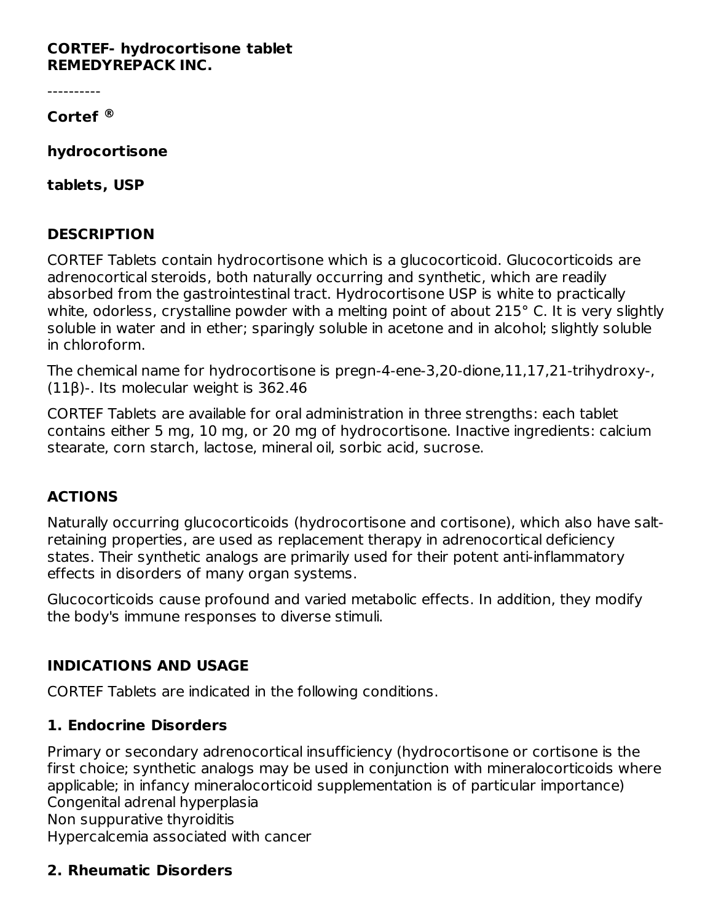**CORTEF- hydrocortisone tablet**
**REMEDYREPACK INC.**

----------

**Cortef ®**

**hydrocortisone**

**tablets, USP**

## DESCRIPTION

CORTEF Tablets contain hydrocortisone which is a glucocorticoid. Glucocorticoids are adrenocortical steroids, both naturally occurring and synthetic, which are readily absorbed from the gastrointestinal tract. Hydrocortisone USP is white to practically white, odorless, crystalline powder with a melting point of about 215° C. It is very slightly soluble in water and in ether; sparingly soluble in acetone and in alcohol; slightly soluble in chloroform.

The chemical name for hydrocortisone is pregn-4-ene-3,20-dione,11,17,21-trihydroxy-, (11β)-. Its molecular weight is 362.46

CORTEF Tablets are available for oral administration in three strengths: each tablet contains either 5 mg, 10 mg, or 20 mg of hydrocortisone. Inactive ingredients: calcium stearate, corn starch, lactose, mineral oil, sorbic acid, sucrose.

## ACTIONS

Naturally occurring glucocorticoids (hydrocortisone and cortisone), which also have salt-retaining properties, are used as replacement therapy in adrenocortical deficiency states. Their synthetic analogs are primarily used for their potent anti-inflammatory effects in disorders of many organ systems.

Glucocorticoids cause profound and varied metabolic effects. In addition, they modify the body's immune responses to diverse stimuli.

## INDICATIONS AND USAGE

CORTEF Tablets are indicated in the following conditions.

### 1. Endocrine Disorders

Primary or secondary adrenocortical insufficiency (hydrocortisone or cortisone is the first choice; synthetic analogs may be used in conjunction with mineralocorticoids where applicable; in infancy mineralocorticoid supplementation is of particular importance)
Congenital adrenal hyperplasia
Non suppurative thyroiditis
Hypercalcemia associated with cancer

### 2. Rheumatic Disorders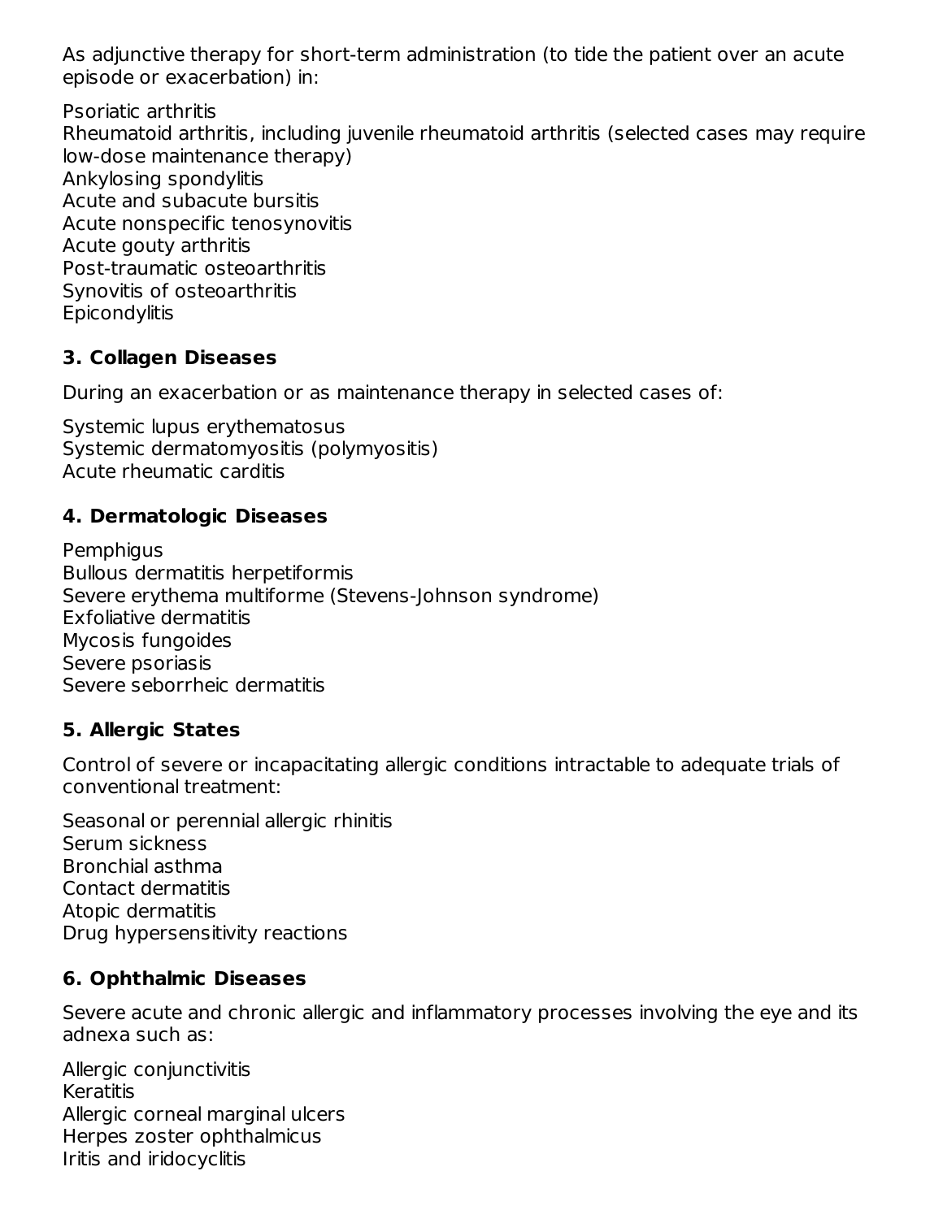As adjunctive therapy for short-term administration (to tide the patient over an acute episode or exacerbation) in:

Psoriatic arthritis
Rheumatoid arthritis, including juvenile rheumatoid arthritis (selected cases may require low-dose maintenance therapy)
Ankylosing spondylitis
Acute and subacute bursitis
Acute nonspecific tenosynovitis
Acute gouty arthritis
Post-traumatic osteoarthritis
Synovitis of osteoarthritis
Epicondylitis

### 3. Collagen Diseases

During an exacerbation or as maintenance therapy in selected cases of:

Systemic lupus erythematosus
Systemic dermatomyositis (polymyositis)
Acute rheumatic carditis

### 4. Dermatologic Diseases

Pemphigus
Bullous dermatitis herpetiformis
Severe erythema multiforme (Stevens-Johnson syndrome)
Exfoliative dermatitis
Mycosis fungoides
Severe psoriasis
Severe seborrheic dermatitis

### 5. Allergic States

Control of severe or incapacitating allergic conditions intractable to adequate trials of conventional treatment:

Seasonal or perennial allergic rhinitis
Serum sickness
Bronchial asthma
Contact dermatitis
Atopic dermatitis
Drug hypersensitivity reactions

### 6. Ophthalmic Diseases

Severe acute and chronic allergic and inflammatory processes involving the eye and its adnexa such as:

Allergic conjunctivitis
Keratitis
Allergic corneal marginal ulcers
Herpes zoster ophthalmicus
Iritis and iridocyclitis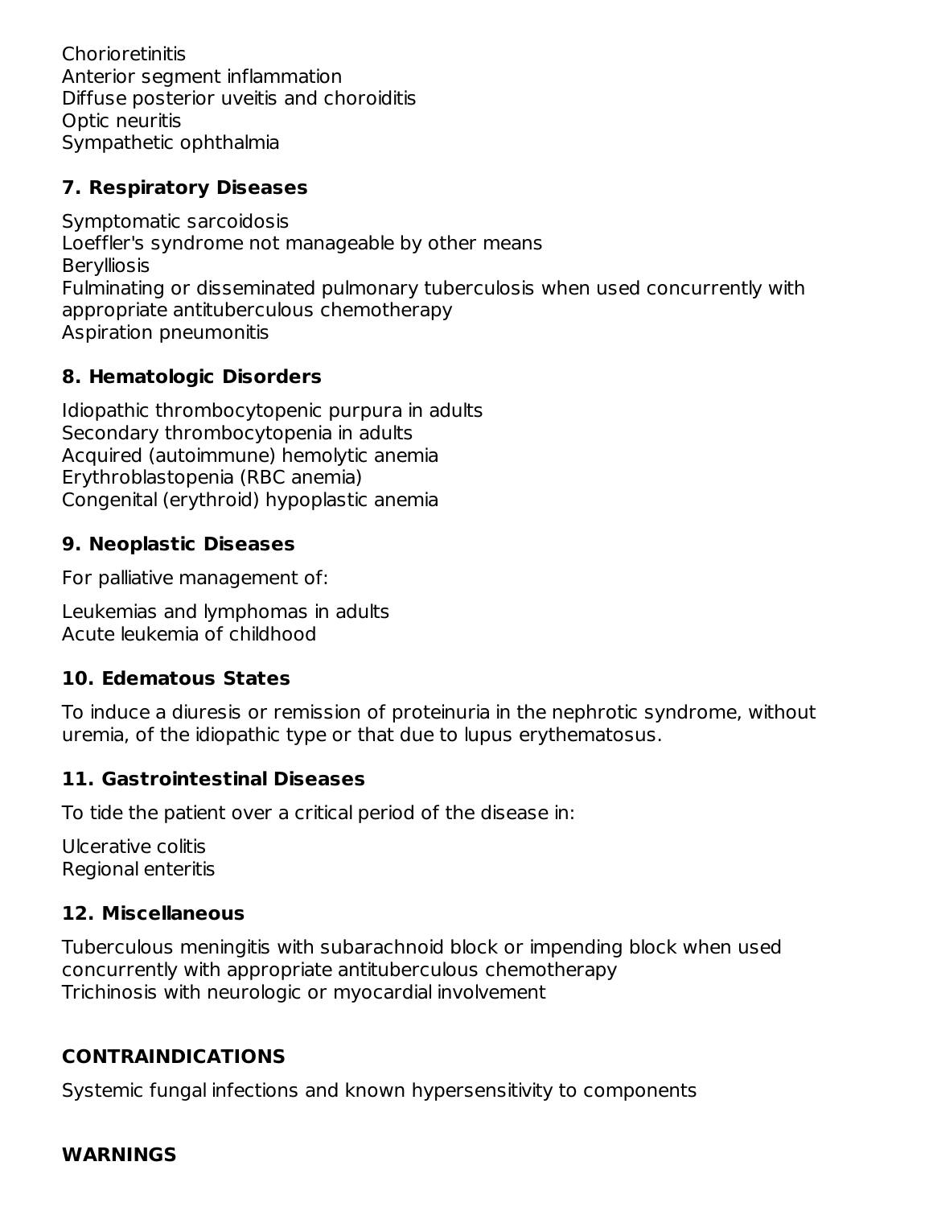Chorioretinitis
Anterior segment inflammation
Diffuse posterior uveitis and choroiditis
Optic neuritis
Sympathetic ophthalmia

### 7. Respiratory Diseases

Symptomatic sarcoidosis
Loeffler's syndrome not manageable by other means
Berylliosis
Fulminating or disseminated pulmonary tuberculosis when used concurrently with appropriate antituberculous chemotherapy
Aspiration pneumonitis

### 8. Hematologic Disorders

Idiopathic thrombocytopenic purpura in adults
Secondary thrombocytopenia in adults
Acquired (autoimmune) hemolytic anemia
Erythroblastopenia (RBC anemia)
Congenital (erythroid) hypoplastic anemia

### 9. Neoplastic Diseases

For palliative management of:

Leukemias and lymphomas in adults
Acute leukemia of childhood

### 10. Edematous States

To induce a diuresis or remission of proteinuria in the nephrotic syndrome, without uremia, of the idiopathic type or that due to lupus erythematosus.

### 11. Gastrointestinal Diseases

To tide the patient over a critical period of the disease in:

Ulcerative colitis
Regional enteritis

### 12. Miscellaneous

Tuberculous meningitis with subarachnoid block or impending block when used concurrently with appropriate antituberculous chemotherapy
Trichinosis with neurologic or myocardial involvement

## CONTRAINDICATIONS

Systemic fungal infections and known hypersensitivity to components

## WARNINGS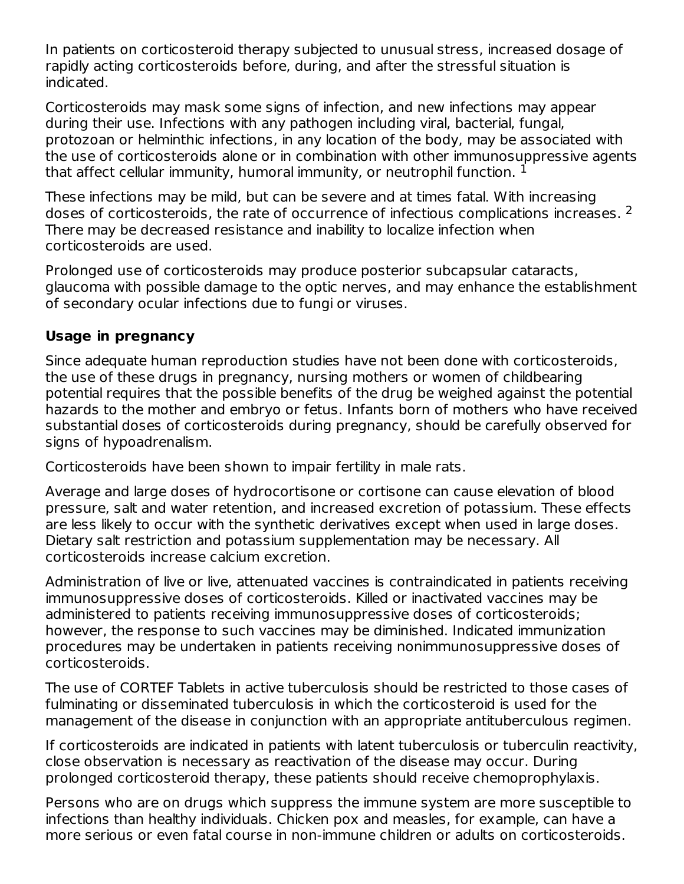In patients on corticosteroid therapy subjected to unusual stress, increased dosage of rapidly acting corticosteroids before, during, and after the stressful situation is indicated.

Corticosteroids may mask some signs of infection, and new infections may appear during their use. Infections with any pathogen including viral, bacterial, fungal, protozoan or helminthic infections, in any location of the body, may be associated with the use of corticosteroids alone or in combination with other immunosuppressive agents that affect cellular immunity, humoral immunity, or neutrophil function. [1]

These infections may be mild, but can be severe and at times fatal. With increasing doses of corticosteroids, the rate of occurrence of infectious complications increases. [2] There may be decreased resistance and inability to localize infection when corticosteroids are used.

Prolonged use of corticosteroids may produce posterior subcapsular cataracts, glaucoma with possible damage to the optic nerves, and may enhance the establishment of secondary ocular infections due to fungi or viruses.

**Usage in pregnancy**

Since adequate human reproduction studies have not been done with corticosteroids, the use of these drugs in pregnancy, nursing mothers or women of childbearing potential requires that the possible benefits of the drug be weighed against the potential hazards to the mother and embryo or fetus. Infants born of mothers who have received substantial doses of corticosteroids during pregnancy, should be carefully observed for signs of hypoadrenalism.

Corticosteroids have been shown to impair fertility in male rats.

Average and large doses of hydrocortisone or cortisone can cause elevation of blood pressure, salt and water retention, and increased excretion of potassium. These effects are less likely to occur with the synthetic derivatives except when used in large doses. Dietary salt restriction and potassium supplementation may be necessary. All corticosteroids increase calcium excretion.

Administration of live or live, attenuated vaccines is contraindicated in patients receiving immunosuppressive doses of corticosteroids. Killed or inactivated vaccines may be administered to patients receiving immunosuppressive doses of corticosteroids; however, the response to such vaccines may be diminished. Indicated immunization procedures may be undertaken in patients receiving nonimmunosuppressive doses of corticosteroids.

The use of CORTEF Tablets in active tuberculosis should be restricted to those cases of fulminating or disseminated tuberculosis in which the corticosteroid is used for the management of the disease in conjunction with an appropriate antituberculous regimen.

If corticosteroids are indicated in patients with latent tuberculosis or tuberculin reactivity, close observation is necessary as reactivation of the disease may occur. During prolonged corticosteroid therapy, these patients should receive chemoprophylaxis.

Persons who are on drugs which suppress the immune system are more susceptible to infections than healthy individuals. Chicken pox and measles, for example, can have a more serious or even fatal course in non-immune children or adults on corticosteroids.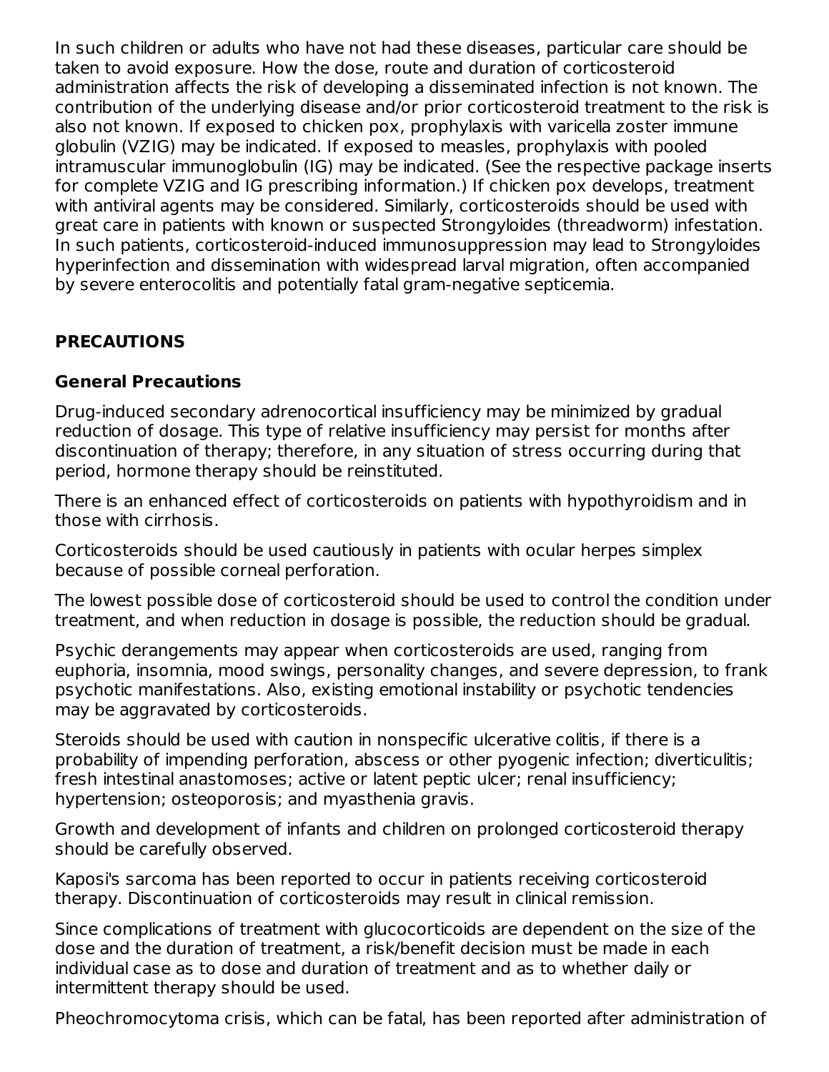In such children or adults who have not had these diseases, particular care should be taken to avoid exposure. How the dose, route and duration of corticosteroid administration affects the risk of developing a disseminated infection is not known. The contribution of the underlying disease and/or prior corticosteroid treatment to the risk is also not known. If exposed to chicken pox, prophylaxis with varicella zoster immune globulin (VZIG) may be indicated. If exposed to measles, prophylaxis with pooled intramuscular immunoglobulin (IG) may be indicated. (See the respective package inserts for complete VZIG and IG prescribing information.) If chicken pox develops, treatment with antiviral agents may be considered. Similarly, corticosteroids should be used with great care in patients with known or suspected Strongyloides (threadworm) infestation. In such patients, corticosteroid-induced immunosuppression may lead to Strongyloides hyperinfection and dissemination with widespread larval migration, often accompanied by severe enterocolitis and potentially fatal gram-negative septicemia.

## PRECAUTIONS

### General Precautions

Drug-induced secondary adrenocortical insufficiency may be minimized by gradual reduction of dosage. This type of relative insufficiency may persist for months after discontinuation of therapy; therefore, in any situation of stress occurring during that period, hormone therapy should be reinstituted.

There is an enhanced effect of corticosteroids on patients with hypothyroidism and in those with cirrhosis.

Corticosteroids should be used cautiously in patients with ocular herpes simplex because of possible corneal perforation.

The lowest possible dose of corticosteroid should be used to control the condition under treatment, and when reduction in dosage is possible, the reduction should be gradual.

Psychic derangements may appear when corticosteroids are used, ranging from euphoria, insomnia, mood swings, personality changes, and severe depression, to frank psychotic manifestations. Also, existing emotional instability or psychotic tendencies may be aggravated by corticosteroids.

Steroids should be used with caution in nonspecific ulcerative colitis, if there is a probability of impending perforation, abscess or other pyogenic infection; diverticulitis; fresh intestinal anastomoses; active or latent peptic ulcer; renal insufficiency; hypertension; osteoporosis; and myasthenia gravis.

Growth and development of infants and children on prolonged corticosteroid therapy should be carefully observed.

Kaposi's sarcoma has been reported to occur in patients receiving corticosteroid therapy. Discontinuation of corticosteroids may result in clinical remission.

Since complications of treatment with glucocorticoids are dependent on the size of the dose and the duration of treatment, a risk/benefit decision must be made in each individual case as to dose and duration of treatment and as to whether daily or intermittent therapy should be used.

Pheochromocytoma crisis, which can be fatal, has been reported after administration of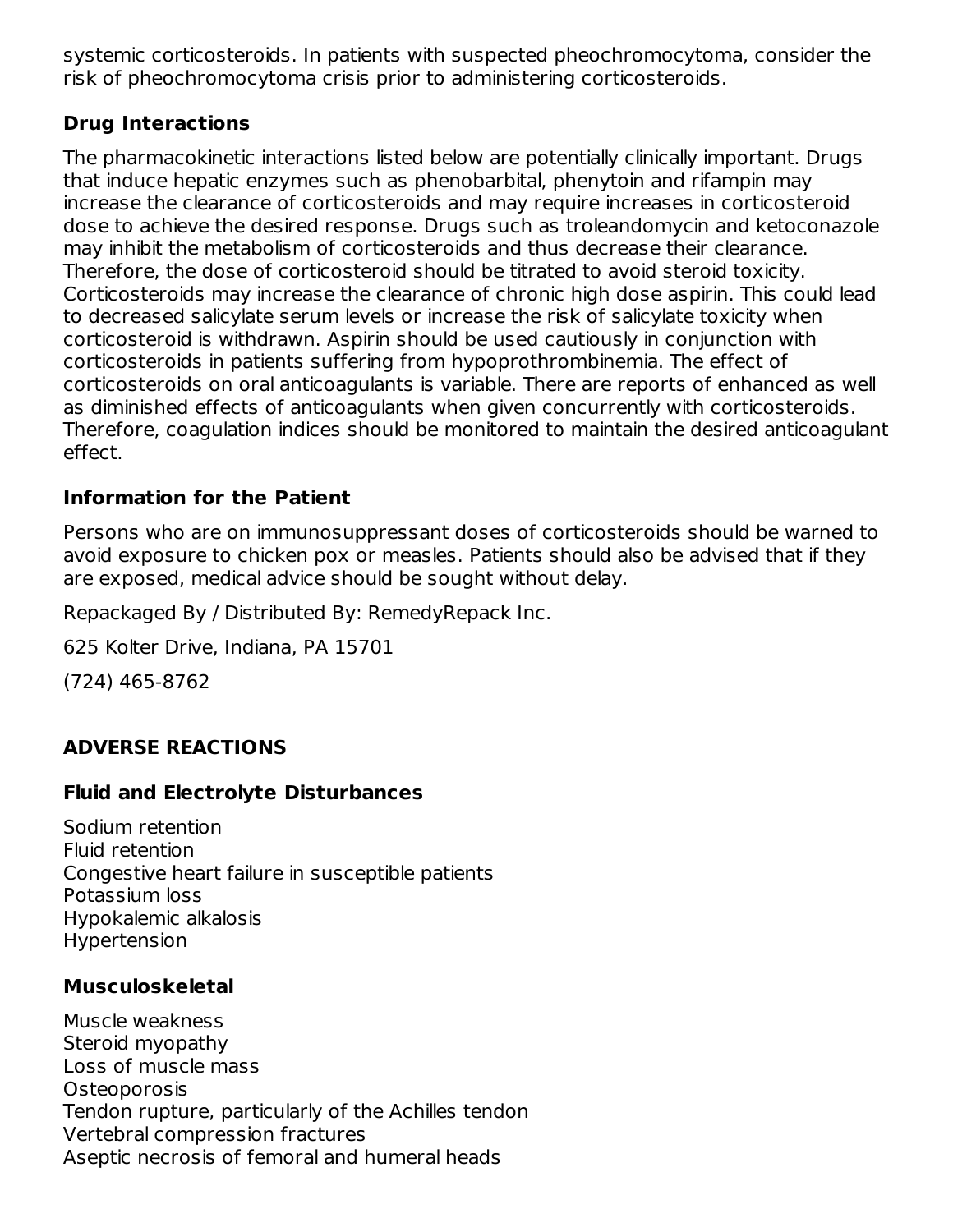systemic corticosteroids. In patients with suspected pheochromocytoma, consider the risk of pheochromocytoma crisis prior to administering corticosteroids.

### Drug Interactions

The pharmacokinetic interactions listed below are potentially clinically important. Drugs that induce hepatic enzymes such as phenobarbital, phenytoin and rifampin may increase the clearance of corticosteroids and may require increases in corticosteroid dose to achieve the desired response. Drugs such as troleandomycin and ketoconazole may inhibit the metabolism of corticosteroids and thus decrease their clearance. Therefore, the dose of corticosteroid should be titrated to avoid steroid toxicity. Corticosteroids may increase the clearance of chronic high dose aspirin. This could lead to decreased salicylate serum levels or increase the risk of salicylate toxicity when corticosteroid is withdrawn. Aspirin should be used cautiously in conjunction with corticosteroids in patients suffering from hypoprothrombinemia. The effect of corticosteroids on oral anticoagulants is variable. There are reports of enhanced as well as diminished effects of anticoagulants when given concurrently with corticosteroids. Therefore, coagulation indices should be monitored to maintain the desired anticoagulant effect.

### Information for the Patient

Persons who are on immunosuppressant doses of corticosteroids should be warned to avoid exposure to chicken pox or measles. Patients should also be advised that if they are exposed, medical advice should be sought without delay.

Repackaged By / Distributed By: RemedyRepack Inc.

625 Kolter Drive, Indiana, PA 15701

(724) 465-8762

## ADVERSE REACTIONS

### Fluid and Electrolyte Disturbances

Sodium retention
Fluid retention
Congestive heart failure in susceptible patients
Potassium loss
Hypokalemic alkalosis
Hypertension

### Musculoskeletal

Muscle weakness
Steroid myopathy
Loss of muscle mass
Osteoporosis
Tendon rupture, particularly of the Achilles tendon
Vertebral compression fractures
Aseptic necrosis of femoral and humeral heads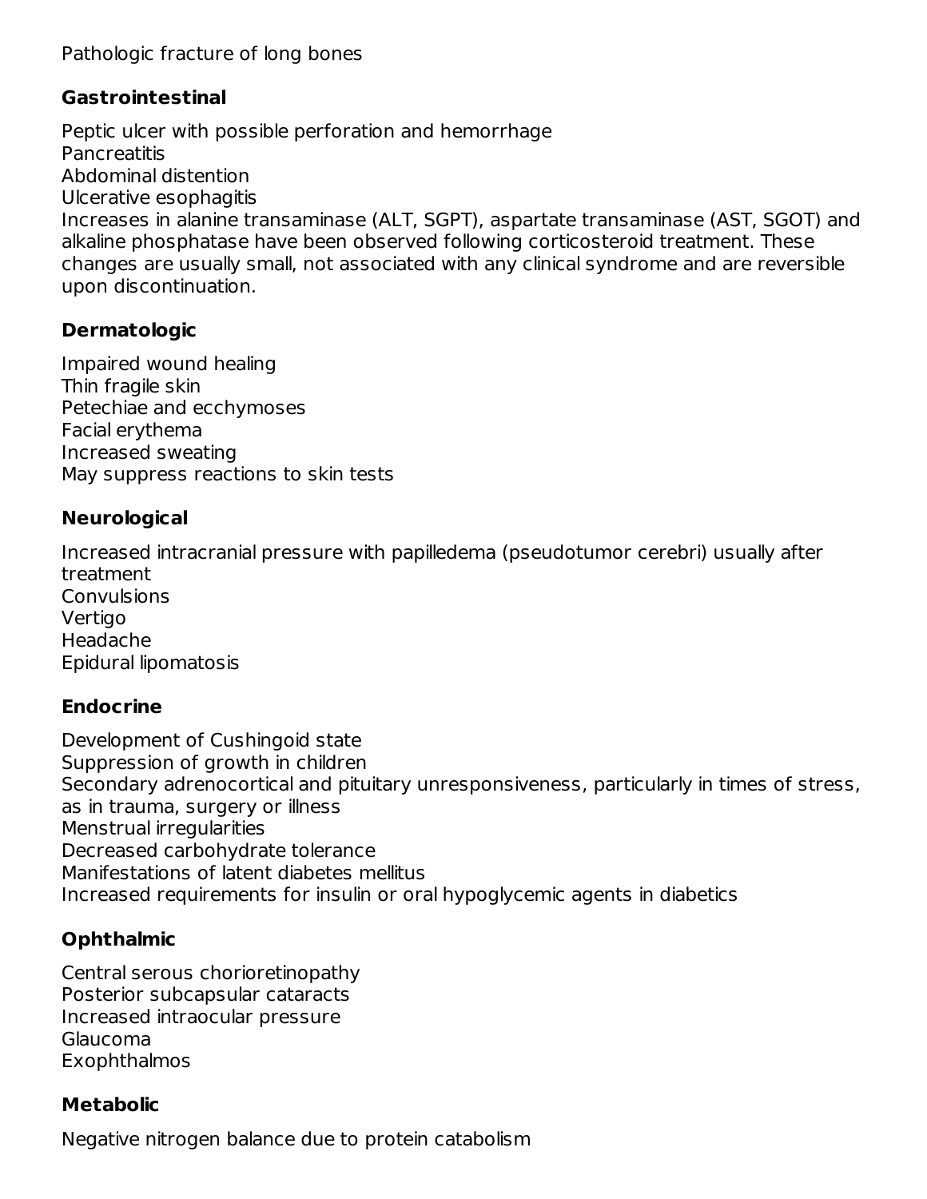Pathologic fracture of long bones

**Gastrointestinal**

Peptic ulcer with possible perforation and hemorrhage
Pancreatitis
Abdominal distention
Ulcerative esophagitis
Increases in alanine transaminase (ALT, SGPT), aspartate transaminase (AST, SGOT) and alkaline phosphatase have been observed following corticosteroid treatment. These changes are usually small, not associated with any clinical syndrome and are reversible upon discontinuation.

**Dermatologic**

Impaired wound healing
Thin fragile skin
Petechiae and ecchymoses
Facial erythema
Increased sweating
May suppress reactions to skin tests

**Neurological**

Increased intracranial pressure with papilledema (pseudotumor cerebri) usually after treatment
Convulsions
Vertigo
Headache
Epidural lipomatosis

**Endocrine**

Development of Cushingoid state
Suppression of growth in children
Secondary adrenocortical and pituitary unresponsiveness, particularly in times of stress, as in trauma, surgery or illness
Menstrual irregularities
Decreased carbohydrate tolerance
Manifestations of latent diabetes mellitus
Increased requirements for insulin or oral hypoglycemic agents in diabetics

**Ophthalmic**

Central serous chorioretinopathy
Posterior subcapsular cataracts
Increased intraocular pressure
Glaucoma
Exophthalmos

**Metabolic**

Negative nitrogen balance due to protein catabolism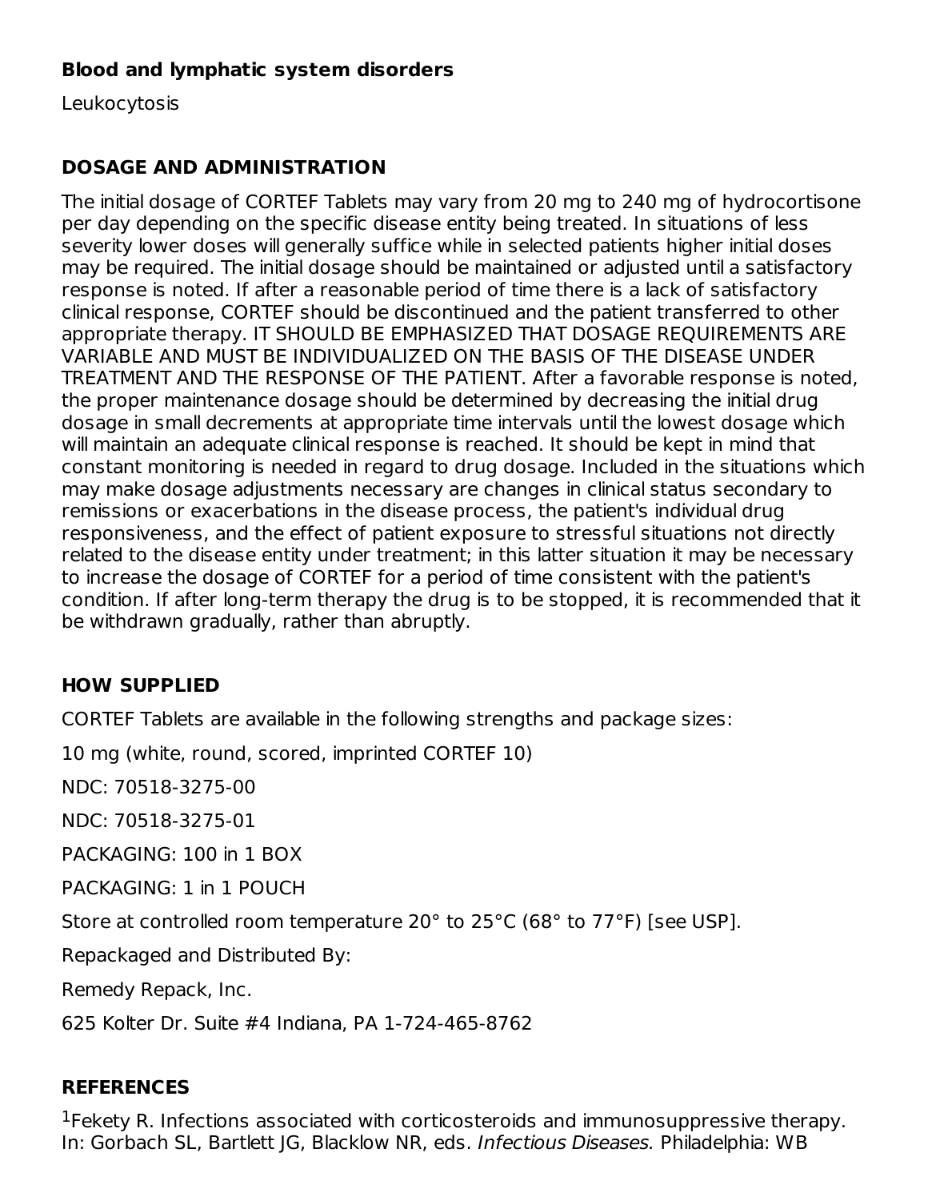**Blood and lymphatic system disorders**

Leukocytosis

## DOSAGE AND ADMINISTRATION

The initial dosage of CORTEF Tablets may vary from 20 mg to 240 mg of hydrocortisone per day depending on the specific disease entity being treated. In situations of less severity lower doses will generally suffice while in selected patients higher initial doses may be required. The initial dosage should be maintained or adjusted until a satisfactory response is noted. If after a reasonable period of time there is a lack of satisfactory clinical response, CORTEF should be discontinued and the patient transferred to other appropriate therapy. IT SHOULD BE EMPHASIZED THAT DOSAGE REQUIREMENTS ARE VARIABLE AND MUST BE INDIVIDUALIZED ON THE BASIS OF THE DISEASE UNDER TREATMENT AND THE RESPONSE OF THE PATIENT. After a favorable response is noted, the proper maintenance dosage should be determined by decreasing the initial drug dosage in small decrements at appropriate time intervals until the lowest dosage which will maintain an adequate clinical response is reached. It should be kept in mind that constant monitoring is needed in regard to drug dosage. Included in the situations which may make dosage adjustments necessary are changes in clinical status secondary to remissions or exacerbations in the disease process, the patient's individual drug responsiveness, and the effect of patient exposure to stressful situations not directly related to the disease entity under treatment; in this latter situation it may be necessary to increase the dosage of CORTEF for a period of time consistent with the patient's condition. If after long-term therapy the drug is to be stopped, it is recommended that it be withdrawn gradually, rather than abruptly.

## HOW SUPPLIED

CORTEF Tablets are available in the following strengths and package sizes:

10 mg (white, round, scored, imprinted CORTEF 10)

NDC: 70518-3275-00

NDC: 70518-3275-01

PACKAGING: 100 in 1 BOX

PACKAGING: 1 in 1 POUCH

Store at controlled room temperature 20° to 25°C (68° to 77°F) [see USP].

Repackaged and Distributed By:

Remedy Repack, Inc.

625 Kolter Dr. Suite #4 Indiana, PA 1-724-465-8762

## REFERENCES

[1]Fekety R. Infections associated with corticosteroids and immunosuppressive therapy. In: Gorbach SL, Bartlett JG, Blacklow NR, eds. *Infectious Diseases.* Philadelphia: WB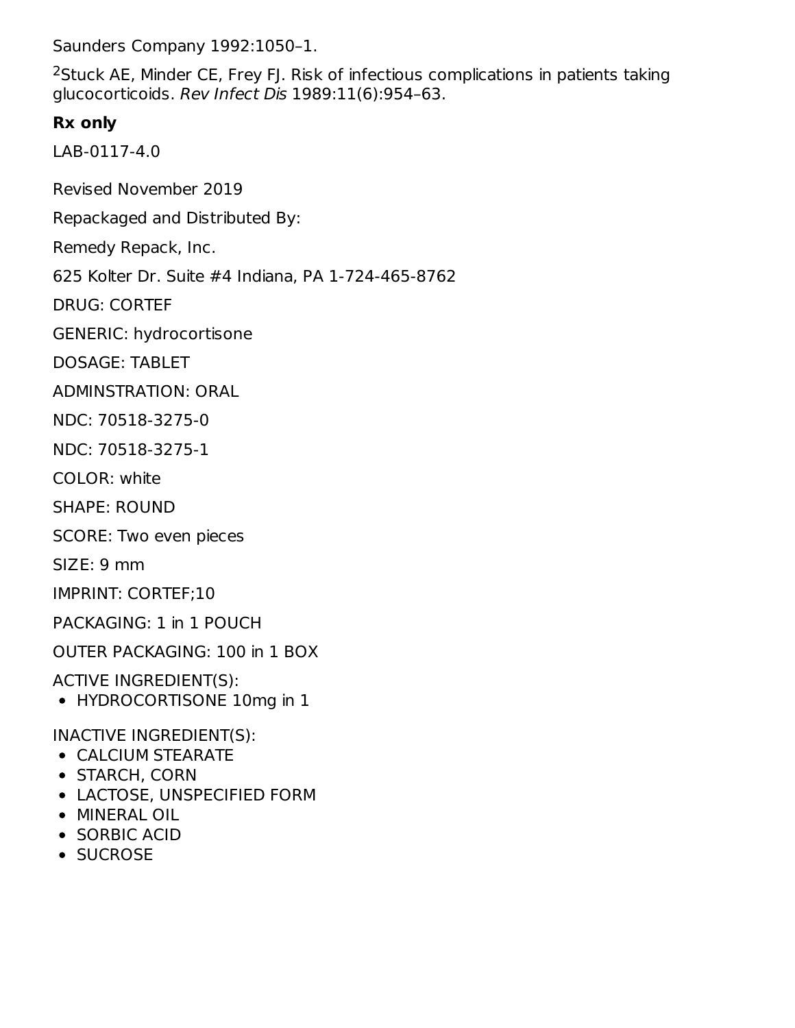Saunders Company 1992:1050–1.

[2]Stuck AE, Minder CE, Frey FJ. Risk of infectious complications in patients taking glucocorticoids. *Rev Infect Dis* 1989:11(6):954–63.

**Rx only**

LAB-0117-4.0

Revised November 2019

Repackaged and Distributed By:

Remedy Repack, Inc.

625 Kolter Dr. Suite #4 Indiana, PA 1-724-465-8762

DRUG: CORTEF

GENERIC: hydrocortisone

DOSAGE: TABLET

ADMINSTRATION: ORAL

NDC: 70518-3275-0

NDC: 70518-3275-1

COLOR: white

SHAPE: ROUND

SCORE: Two even pieces

SIZE: 9 mm

IMPRINT: CORTEF;10

PACKAGING: 1 in 1 POUCH

OUTER PACKAGING: 100 in 1 BOX

ACTIVE INGREDIENT(S):

- HYDROCORTISONE 10mg in 1

INACTIVE INGREDIENT(S):

- CALCIUM STEARATE
- STARCH, CORN
- LACTOSE, UNSPECIFIED FORM
- MINERAL OIL
- SORBIC ACID
- SUCROSE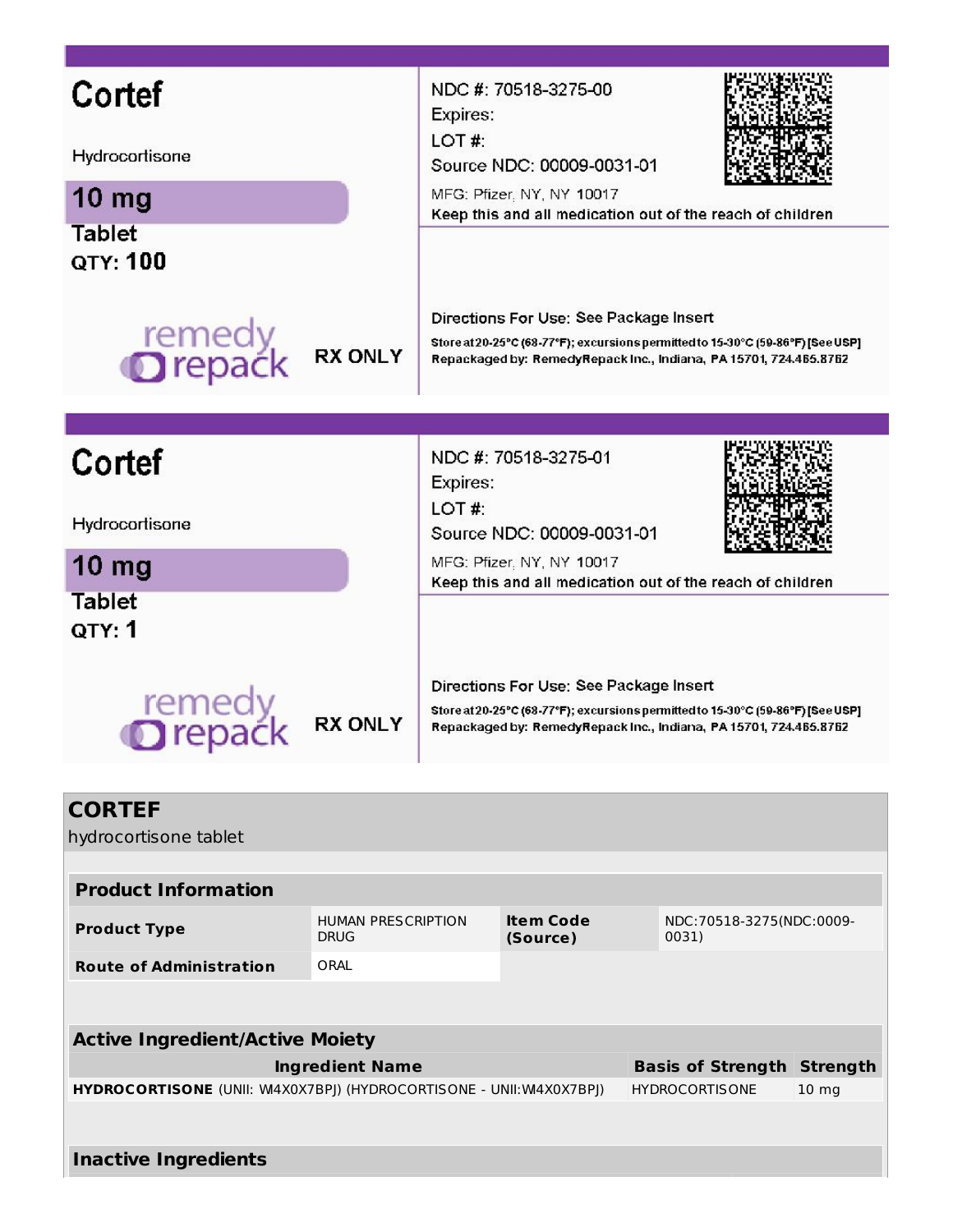**Cortef**

Hydrocortisone

**10 mg**

**Tablet**

**QTY: 100**

remedy repack

**RX ONLY**

NDC #: 70518-3275-00

Expires:

LOT #:

Source NDC: 00009-0031-01

MFG: Pfizer, NY, NY 10017

Keep this and all medication out of the reach of children

Directions For Use: See Package Insert

Store at 20-25°C (68-77°F); excursions permitted to 15-30°C (59-86°F) [See USP]

Repackaged by: RemedyRepack Inc., Indiana, PA 15701, 724.465.8762

---

**Cortef**

Hydrocortisone

**10 mg**

**Tablet**

**QTY: 1**

remedy repack

**RX ONLY**

NDC #: 70518-3275-01

Expires:

LOT #:

Source NDC: 00009-0031-01

MFG: Pfizer, NY, NY 10017

Keep this and all medication out of the reach of children

Directions For Use: See Package Insert

Store at 20-25°C (68-77°F); excursions permitted to 15-30°C (59-86°F) [See USP]

Repackaged by: RemedyRepack Inc., Indiana, PA 15701, 724.465.8762

---

## CORTEF

hydrocortisone tablet

| Product Information | | | |
|---|---|---|---|
| **Product Type** | HUMAN PRESCRIPTION DRUG | **Item Code (Source)** | NDC:70518-3275(NDC:0009-0031) |
| **Route of Administration** | ORAL | | |

| Active Ingredient/Active Moiety | | |
|---|---|---|
| **Ingredient Name** | **Basis of Strength** | **Strength** |
| **HYDROCORTISONE** (UNII: WI4X0X7BPJ) (HYDROCORTISONE - UNII:WI4X0X7BPJ) | HYDROCORTISONE | 10 mg |

| Inactive Ingredients |
|---|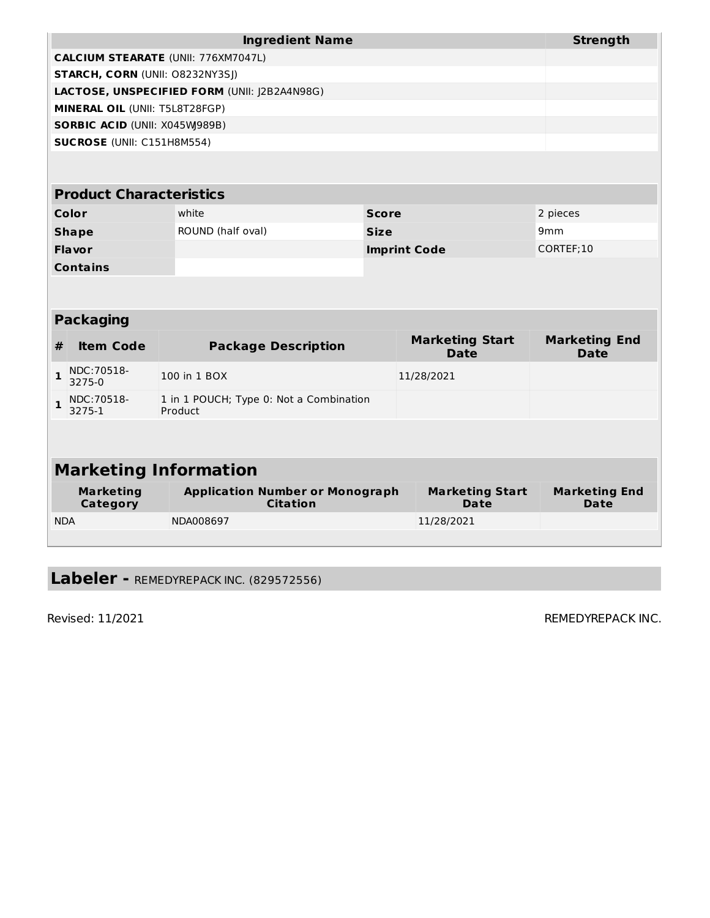| Ingredient Name | Strength |
| --- | --- |
| **CALCIUM STEARATE** (UNII: 776XM7047L) | |
| **STARCH, CORN** (UNII: O8232NY3SJ) | |
| **LACTOSE, UNSPECIFIED FORM** (UNII: J2B2A4N98G) | |
| **MINERAL OIL** (UNII: T5L8T28FGP) | |
| **SORBIC ACID** (UNII: X045WJ989B) | |
| **SUCROSE** (UNII: C151H8M554) | |

## Product Characteristics

| | | | |
| --- | --- | --- | --- |
| **Color** | white | **Score** | 2 pieces |
| **Shape** | ROUND (half oval) | **Size** | 9mm |
| **Flavor** | | **Imprint Code** | CORTEF;10 |
| **Contains** | | | |

## Packaging

| # | Item Code | Package Description | Marketing Start Date | Marketing End Date |
| --- | --- | --- | --- | --- |
| 1 | NDC:70518-3275-0 | 100 in 1 BOX | 11/28/2021 | |
| 1 | NDC:70518-3275-1 | 1 in 1 POUCH; Type 0: Not a Combination Product | | |

## Marketing Information

| Marketing Category | Application Number or Monograph Citation | Marketing Start Date | Marketing End Date |
| --- | --- | --- | --- |
| NDA | NDA008697 | 11/28/2021 | |

**Labeler -** REMEDYREPACK INC. (829572556)

Revised: 11/2021

REMEDYREPACK INC.